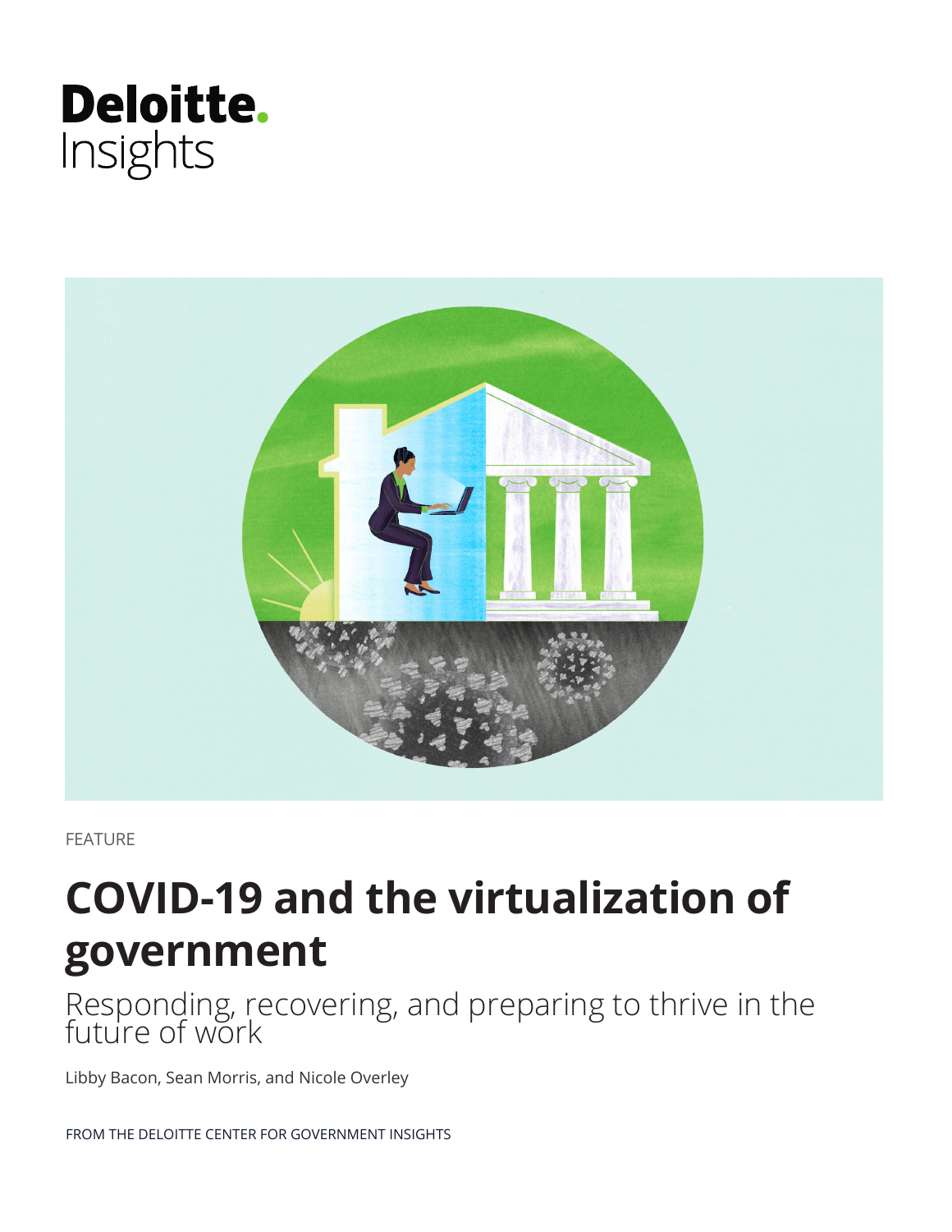Deloitte.
Insights

FEATURE

# COVID-19 and the virtualization of government

## Responding, recovering, and preparing to thrive in the future of work

Libby Bacon, Sean Morris, and Nicole Overley

FROM THE DELOITTE CENTER FOR GOVERNMENT INSIGHTS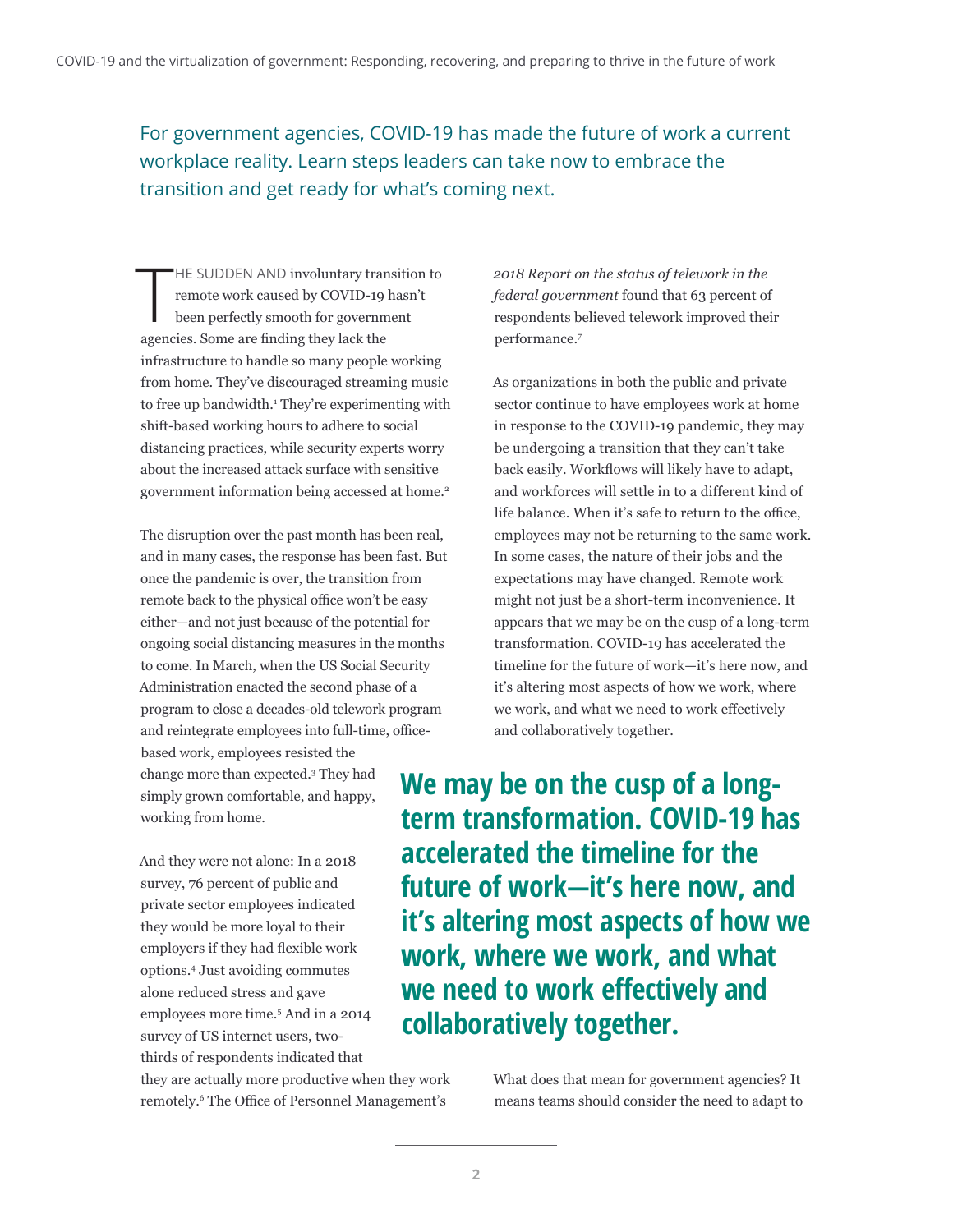For government agencies, COVID-19 has made the future of work a current workplace reality. Learn steps leaders can take now to embrace the transition and get ready for what's coming next.

THE SUDDEN AND involuntary transition to remote work caused by COVID-19 hasn't been perfectly smooth for government agencies. Some are finding they lack the infrastructure to handle so many people working from home. They've discouraged streaming music to free up bandwidth.[1] They're experimenting with shift-based working hours to adhere to social distancing practices, while security experts worry about the increased attack surface with sensitive government information being accessed at home.[2]

The disruption over the past month has been real, and in many cases, the response has been fast. But once the pandemic is over, the transition from remote back to the physical office won't be easy either—and not just because of the potential for ongoing social distancing measures in the months to come. In March, when the US Social Security Administration enacted the second phase of a program to close a decades-old telework program and reintegrate employees into full-time, office-based work, employees resisted the change more than expected.[3] They had simply grown comfortable, and happy, working from home.

And they were not alone: In a 2018 survey, 76 percent of public and private sector employees indicated they would be more loyal to their employers if they had flexible work options.[4] Just avoiding commutes alone reduced stress and gave employees more time.[5] And in a 2014 survey of US internet users, two-thirds of respondents indicated that they are actually more productive when they work remotely.[6] The Office of Personnel Management's *2018 Report on the status of telework in the federal government* found that 63 percent of respondents believed telework improved their performance.[7]

As organizations in both the public and private sector continue to have employees work at home in response to the COVID-19 pandemic, they may be undergoing a transition that they can't take back easily. Workflows will likely have to adapt, and workforces will settle in to a different kind of life balance. When it's safe to return to the office, employees may not be returning to the same work. In some cases, the nature of their jobs and the expectations may have changed. Remote work might not just be a short-term inconvenience. It appears that we may be on the cusp of a long-term transformation. COVID-19 has accelerated the timeline for the future of work—it's here now, and it's altering most aspects of how we work, where we work, and what we need to work effectively and collaboratively together.

**We may be on the cusp of a long-term transformation. COVID-19 has accelerated the timeline for the future of work—it's here now, and it's altering most aspects of how we work, where we work, and what we need to work effectively and collaboratively together.**

What does that mean for government agencies? It means teams should consider the need to adapt to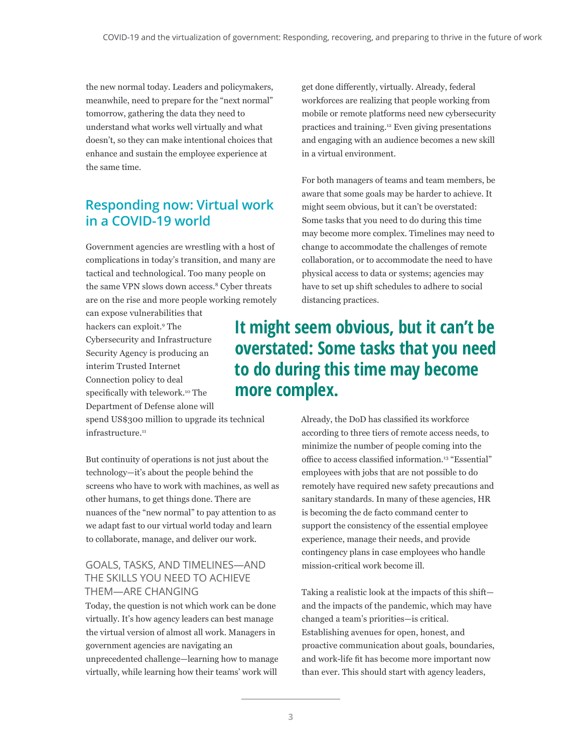the new normal today. Leaders and policymakers, meanwhile, need to prepare for the "next normal" tomorrow, gathering the data they need to understand what works well virtually and what doesn't, so they can make intentional choices that enhance and sustain the employee experience at the same time.

## Responding now: Virtual work in a COVID-19 world

Government agencies are wrestling with a host of complications in today's transition, and many are tactical and technological. Too many people on the same VPN slows down access.[8] Cyber threats are on the rise and more people working remotely can expose vulnerabilities that hackers can exploit.[9] The Cybersecurity and Infrastructure Security Agency is producing an interim Trusted Internet Connection policy to deal specifically with telework.[10] The Department of Defense alone will spend US$300 million to upgrade its technical infrastructure.[11]

But continuity of operations is not just about the technology—it's about the people behind the screens who have to work with machines, as well as other humans, to get things done. There are nuances of the "new normal" to pay attention to as we adapt fast to our virtual world today and learn to collaborate, manage, and deliver our work.

### GOALS, TASKS, AND TIMELINES—AND THE SKILLS YOU NEED TO ACHIEVE THEM—ARE CHANGING

Today, the question is not which work can be done virtually. It's how agency leaders can best manage the virtual version of almost all work. Managers in government agencies are navigating an unprecedented challenge—learning how to manage virtually, while learning how their teams' work will get done differently, virtually. Already, federal workforces are realizing that people working from mobile or remote platforms need new cybersecurity practices and training.[12] Even giving presentations and engaging with an audience becomes a new skill in a virtual environment.

For both managers of teams and team members, be aware that some goals may be harder to achieve. It might seem obvious, but it can't be overstated: Some tasks that you need to do during this time may become more complex. Timelines may need to change to accommodate the challenges of remote collaboration, or to accommodate the need to have physical access to data or systems; agencies may have to set up shift schedules to adhere to social distancing practices.

**It might seem obvious, but it can't be overstated: Some tasks that you need to do during this time may become more complex.**

Already, the DoD has classified its workforce according to three tiers of remote access needs, to minimize the number of people coming into the office to access classified information.[13] "Essential" employees with jobs that are not possible to do remotely have required new safety precautions and sanitary standards. In many of these agencies, HR is becoming the de facto command center to support the consistency of the essential employee experience, manage their needs, and provide contingency plans in case employees who handle mission-critical work become ill.

Taking a realistic look at the impacts of this shift—and the impacts of the pandemic, which may have changed a team's priorities—is critical. Establishing avenues for open, honest, and proactive communication about goals, boundaries, and work-life fit has become more important now than ever. This should start with agency leaders,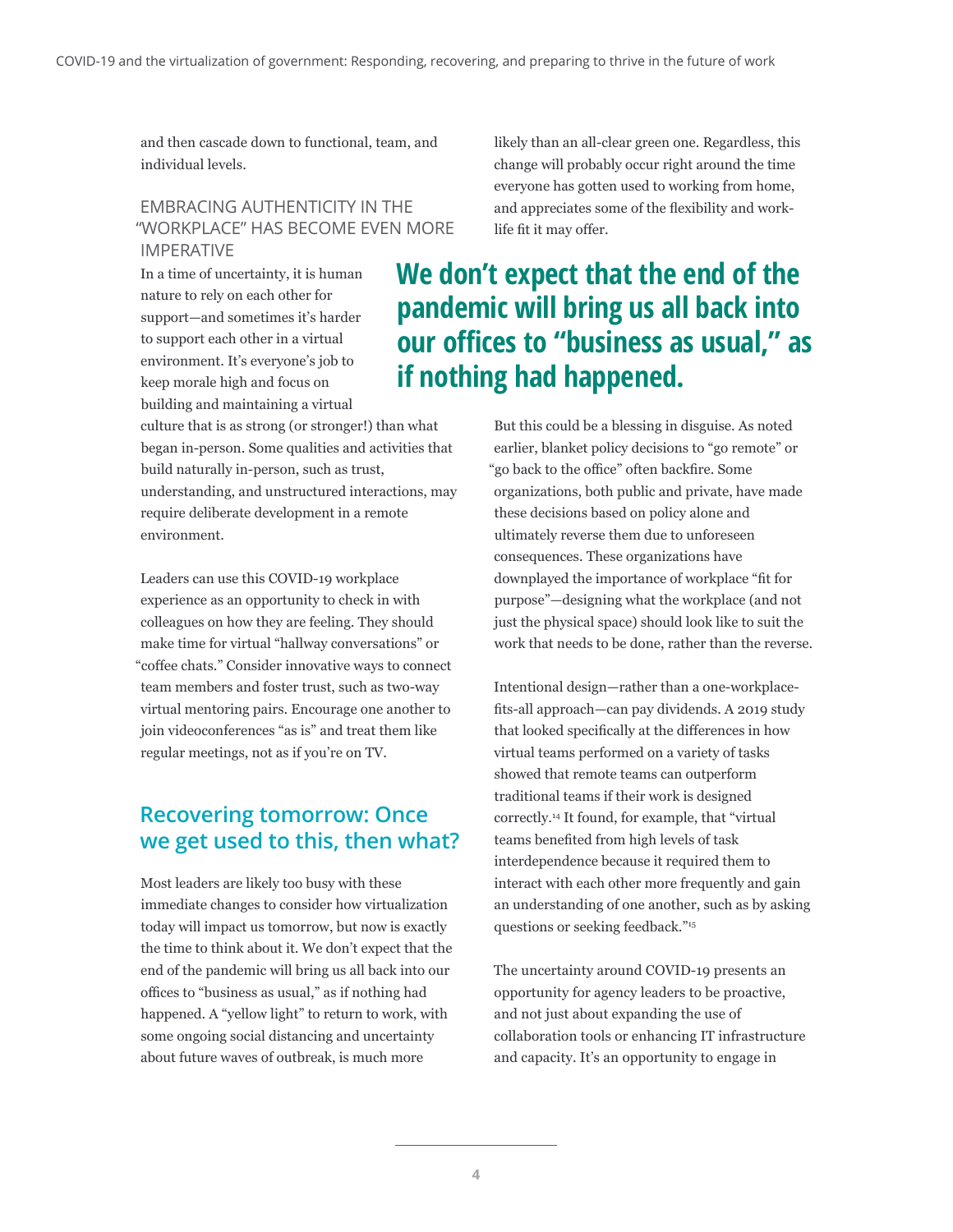and then cascade down to functional, team, and individual levels.

### EMBRACING AUTHENTICITY IN THE "WORKPLACE" HAS BECOME EVEN MORE IMPERATIVE

In a time of uncertainty, it is human nature to rely on each other for support—and sometimes it's harder to support each other in a virtual environment. It's everyone's job to keep morale high and focus on building and maintaining a virtual culture that is as strong (or stronger!) than what began in-person. Some qualities and activities that build naturally in-person, such as trust, understanding, and unstructured interactions, may require deliberate development in a remote environment.

Leaders can use this COVID-19 workplace experience as an opportunity to check in with colleagues on how they are feeling. They should make time for virtual "hallway conversations" or "coffee chats." Consider innovative ways to connect team members and foster trust, such as two-way virtual mentoring pairs. Encourage one another to join videoconferences "as is" and treat them like regular meetings, not as if you're on TV.

## Recovering tomorrow: Once we get used to this, then what?

Most leaders are likely too busy with these immediate changes to consider how virtualization today will impact us tomorrow, but now is exactly the time to think about it. We don't expect that the end of the pandemic will bring us all back into our offices to "business as usual," as if nothing had happened. A "yellow light" to return to work, with some ongoing social distancing and uncertainty about future waves of outbreak, is much more likely than an all-clear green one. Regardless, this change will probably occur right around the time everyone has gotten used to working from home, and appreciates some of the flexibility and work-life fit it may offer.

**We don't expect that the end of the pandemic will bring us all back into our offices to "business as usual," as if nothing had happened.**

But this could be a blessing in disguise. As noted earlier, blanket policy decisions to "go remote" or "go back to the office" often backfire. Some organizations, both public and private, have made these decisions based on policy alone and ultimately reverse them due to unforeseen consequences. These organizations have downplayed the importance of workplace "fit for purpose"—designing what the workplace (and not just the physical space) should look like to suit the work that needs to be done, rather than the reverse.

Intentional design—rather than a one-workplace-fits-all approach—can pay dividends. A 2019 study that looked specifically at the differences in how virtual teams performed on a variety of tasks showed that remote teams can outperform traditional teams if their work is designed correctly.[14] It found, for example, that "virtual teams benefited from high levels of task interdependence because it required them to interact with each other more frequently and gain an understanding of one another, such as by asking questions or seeking feedback."[15]

The uncertainty around COVID-19 presents an opportunity for agency leaders to be proactive, and not just about expanding the use of collaboration tools or enhancing IT infrastructure and capacity. It's an opportunity to engage in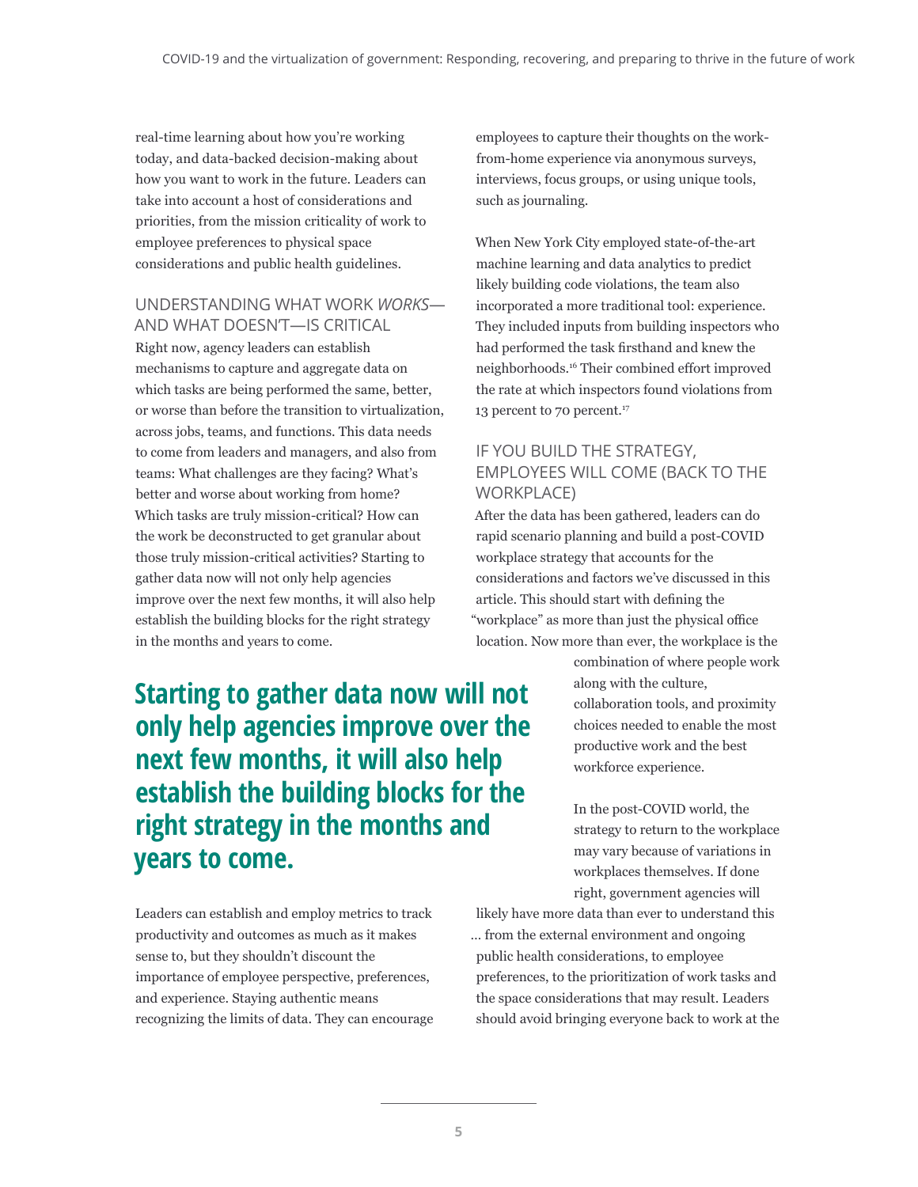real-time learning about how you're working today, and data-backed decision-making about how you want to work in the future. Leaders can take into account a host of considerations and priorities, from the mission criticality of work to employee preferences to physical space considerations and public health guidelines.

### UNDERSTANDING WHAT WORK *WORKS*—AND WHAT DOESN'T—IS CRITICAL

Right now, agency leaders can establish mechanisms to capture and aggregate data on which tasks are being performed the same, better, or worse than before the transition to virtualization, across jobs, teams, and functions. This data needs to come from leaders and managers, and also from teams: What challenges are they facing? What's better and worse about working from home? Which tasks are truly mission-critical? How can the work be deconstructed to get granular about those truly mission-critical activities? Starting to gather data now will not only help agencies improve over the next few months, it will also help establish the building blocks for the right strategy in the months and years to come.

**Starting to gather data now will not only help agencies improve over the next few months, it will also help establish the building blocks for the right strategy in the months and years to come.**

Leaders can establish and employ metrics to track productivity and outcomes as much as it makes sense to, but they shouldn't discount the importance of employee perspective, preferences, and experience. Staying authentic means recognizing the limits of data. They can encourage employees to capture their thoughts on the work-from-home experience via anonymous surveys, interviews, focus groups, or using unique tools, such as journaling.

When New York City employed state-of-the-art machine learning and data analytics to predict likely building code violations, the team also incorporated a more traditional tool: experience. They included inputs from building inspectors who had performed the task firsthand and knew the neighborhoods.[16] Their combined effort improved the rate at which inspectors found violations from 13 percent to 70 percent.[17]

### IF YOU BUILD THE STRATEGY, EMPLOYEES WILL COME (BACK TO THE WORKPLACE)

After the data has been gathered, leaders can do rapid scenario planning and build a post-COVID workplace strategy that accounts for the considerations and factors we've discussed in this article. This should start with defining the "workplace" as more than just the physical office location. Now more than ever, the workplace is the combination of where people work along with the culture, collaboration tools, and proximity choices needed to enable the most productive work and the best workforce experience.

In the post-COVID world, the strategy to return to the workplace may vary because of variations in workplaces themselves. If done right, government agencies will likely have more data than ever to understand this … from the external environment and ongoing public health considerations, to employee preferences, to the prioritization of work tasks and the space considerations that may result. Leaders should avoid bringing everyone back to work at the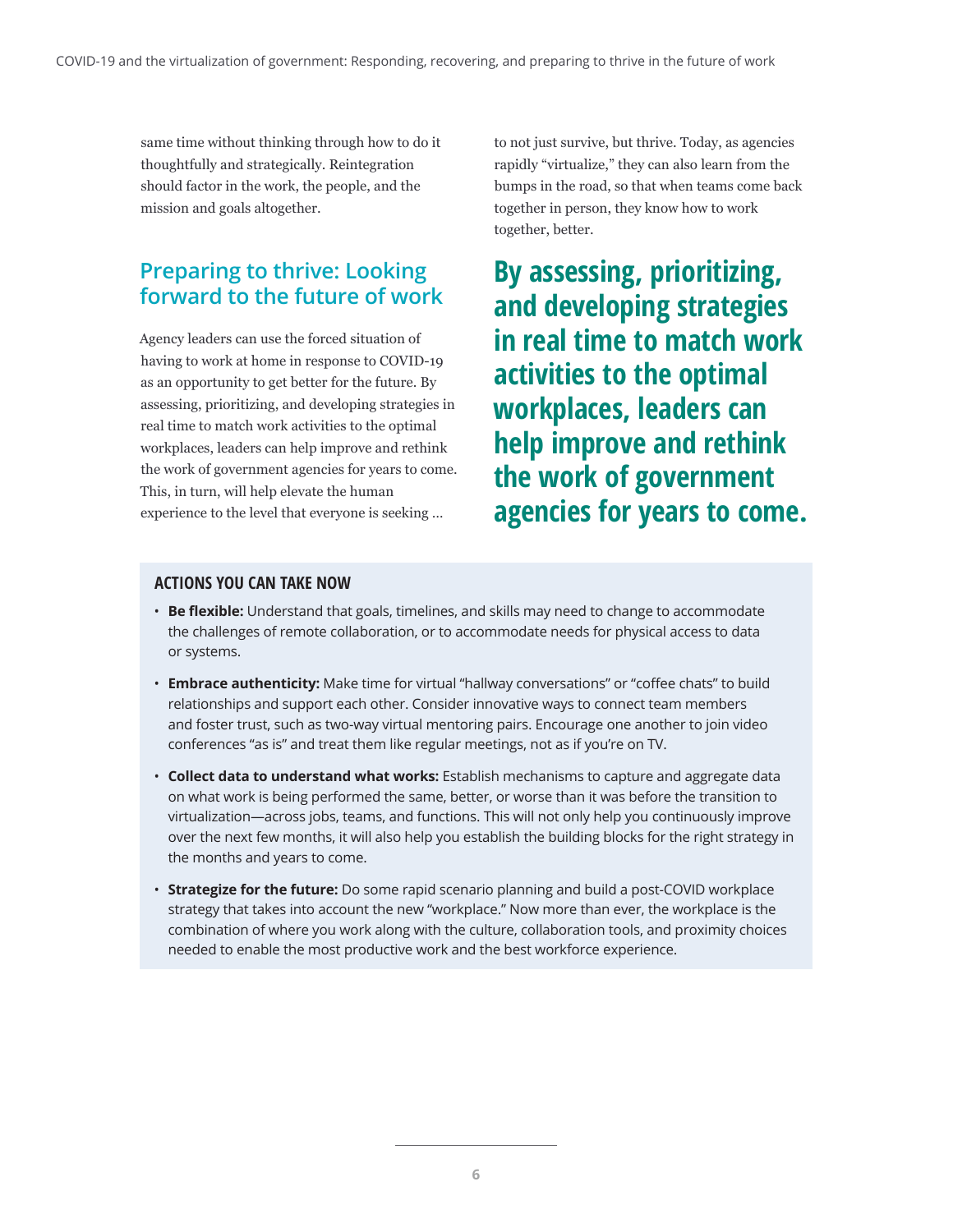same time without thinking through how to do it thoughtfully and strategically. Reintegration should factor in the work, the people, and the mission and goals altogether.

## Preparing to thrive: Looking forward to the future of work

Agency leaders can use the forced situation of having to work at home in response to COVID-19 as an opportunity to get better for the future. By assessing, prioritizing, and developing strategies in real time to match work activities to the optimal workplaces, leaders can help improve and rethink the work of government agencies for years to come. This, in turn, will help elevate the human experience to the level that everyone is seeking ... to not just survive, but thrive. Today, as agencies rapidly "virtualize," they can also learn from the bumps in the road, so that when teams come back together in person, they know how to work together, better.

**By assessing, prioritizing, and developing strategies in real time to match work activities to the optimal workplaces, leaders can help improve and rethink the work of government agencies for years to come.**

### ACTIONS YOU CAN TAKE NOW

- **Be flexible:** Understand that goals, timelines, and skills may need to change to accommodate the challenges of remote collaboration, or to accommodate needs for physical access to data or systems.
- **Embrace authenticity:** Make time for virtual "hallway conversations" or "coffee chats" to build relationships and support each other. Consider innovative ways to connect team members and foster trust, such as two-way virtual mentoring pairs. Encourage one another to join video conferences "as is" and treat them like regular meetings, not as if you're on TV.
- **Collect data to understand what works:** Establish mechanisms to capture and aggregate data on what work is being performed the same, better, or worse than it was before the transition to virtualization—across jobs, teams, and functions. This will not only help you continuously improve over the next few months, it will also help you establish the building blocks for the right strategy in the months and years to come.
- **Strategize for the future:** Do some rapid scenario planning and build a post-COVID workplace strategy that takes into account the new "workplace." Now more than ever, the workplace is the combination of where you work along with the culture, collaboration tools, and proximity choices needed to enable the most productive work and the best workforce experience.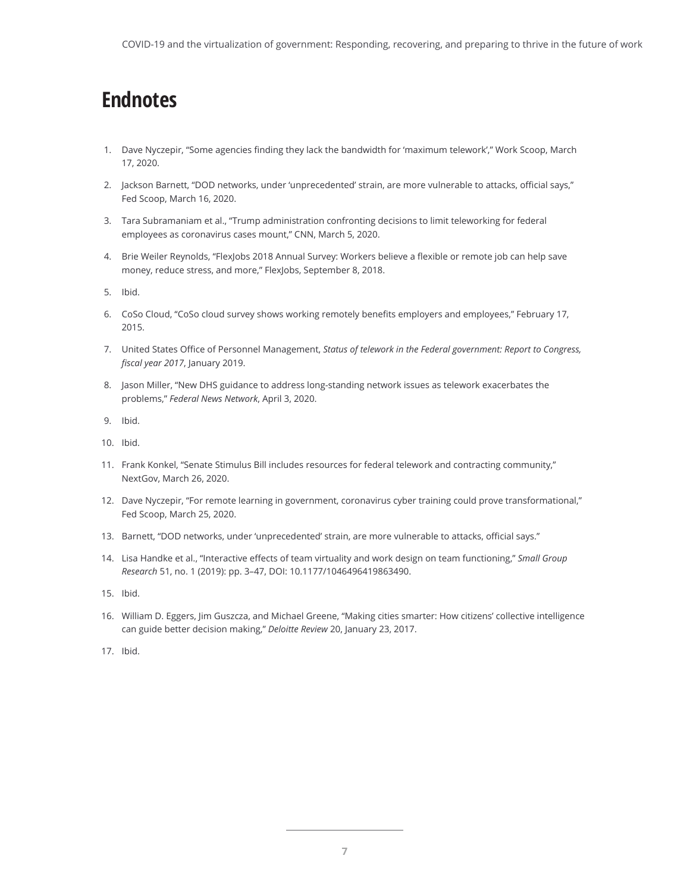# Endnotes

1. Dave Nyczepir, "Some agencies finding they lack the bandwidth for 'maximum telework'," Work Scoop, March 17, 2020.
2. Jackson Barnett, "DOD networks, under 'unprecedented' strain, are more vulnerable to attacks, official says," Fed Scoop, March 16, 2020.
3. Tara Subramaniam et al., "Trump administration confronting decisions to limit teleworking for federal employees as coronavirus cases mount," CNN, March 5, 2020.
4. Brie Weiler Reynolds, "FlexJobs 2018 Annual Survey: Workers believe a flexible or remote job can help save money, reduce stress, and more," FlexJobs, September 8, 2018.
5. Ibid.
6. CoSo Cloud, "CoSo cloud survey shows working remotely benefits employers and employees," February 17, 2015.
7. United States Office of Personnel Management, *Status of telework in the Federal government: Report to Congress, fiscal year 2017*, January 2019.
8. Jason Miller, "New DHS guidance to address long-standing network issues as telework exacerbates the problems," *Federal News Network*, April 3, 2020.
9. Ibid.
10. Ibid.
11. Frank Konkel, "Senate Stimulus Bill includes resources for federal telework and contracting community," NextGov, March 26, 2020.
12. Dave Nyczepir, "For remote learning in government, coronavirus cyber training could prove transformational," Fed Scoop, March 25, 2020.
13. Barnett, "DOD networks, under 'unprecedented' strain, are more vulnerable to attacks, official says."
14. Lisa Handke et al., "Interactive effects of team virtuality and work design on team functioning," *Small Group Research* 51, no. 1 (2019): pp. 3–47, DOI: 10.1177/1046496419863490.
15. Ibid.
16. William D. Eggers, Jim Guszcza, and Michael Greene, "Making cities smarter: How citizens' collective intelligence can guide better decision making," *Deloitte Review* 20, January 23, 2017.
17. Ibid.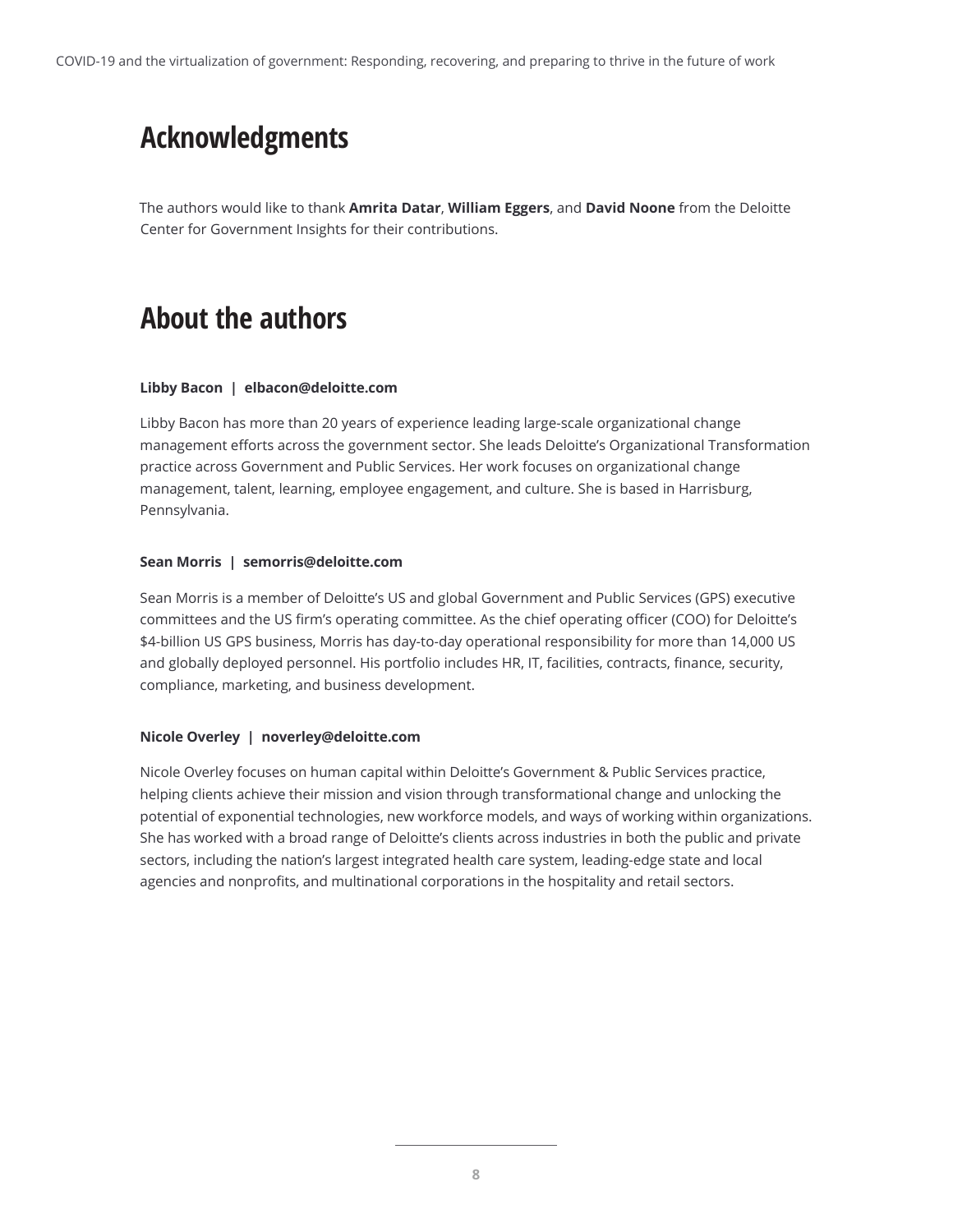## Acknowledgments

The authors would like to thank **Amrita Datar**, **William Eggers**, and **David Noone** from the Deloitte Center for Government Insights for their contributions.

## About the authors

**Libby Bacon | elbacon@deloitte.com**

Libby Bacon has more than 20 years of experience leading large-scale organizational change management efforts across the government sector. She leads Deloitte's Organizational Transformation practice across Government and Public Services. Her work focuses on organizational change management, talent, learning, employee engagement, and culture. She is based in Harrisburg, Pennsylvania.

**Sean Morris | semorris@deloitte.com**

Sean Morris is a member of Deloitte's US and global Government and Public Services (GPS) executive committees and the US firm's operating committee. As the chief operating officer (COO) for Deloitte's $4-billion US GPS business, Morris has day-to-day operational responsibility for more than 14,000 US and globally deployed personnel. His portfolio includes HR, IT, facilities, contracts, finance, security, compliance, marketing, and business development.

**Nicole Overley | noverley@deloitte.com**

Nicole Overley focuses on human capital within Deloitte's Government & Public Services practice, helping clients achieve their mission and vision through transformational change and unlocking the potential of exponential technologies, new workforce models, and ways of working within organizations. She has worked with a broad range of Deloitte's clients across industries in both the public and private sectors, including the nation's largest integrated health care system, leading-edge state and local agencies and nonprofits, and multinational corporations in the hospitality and retail sectors.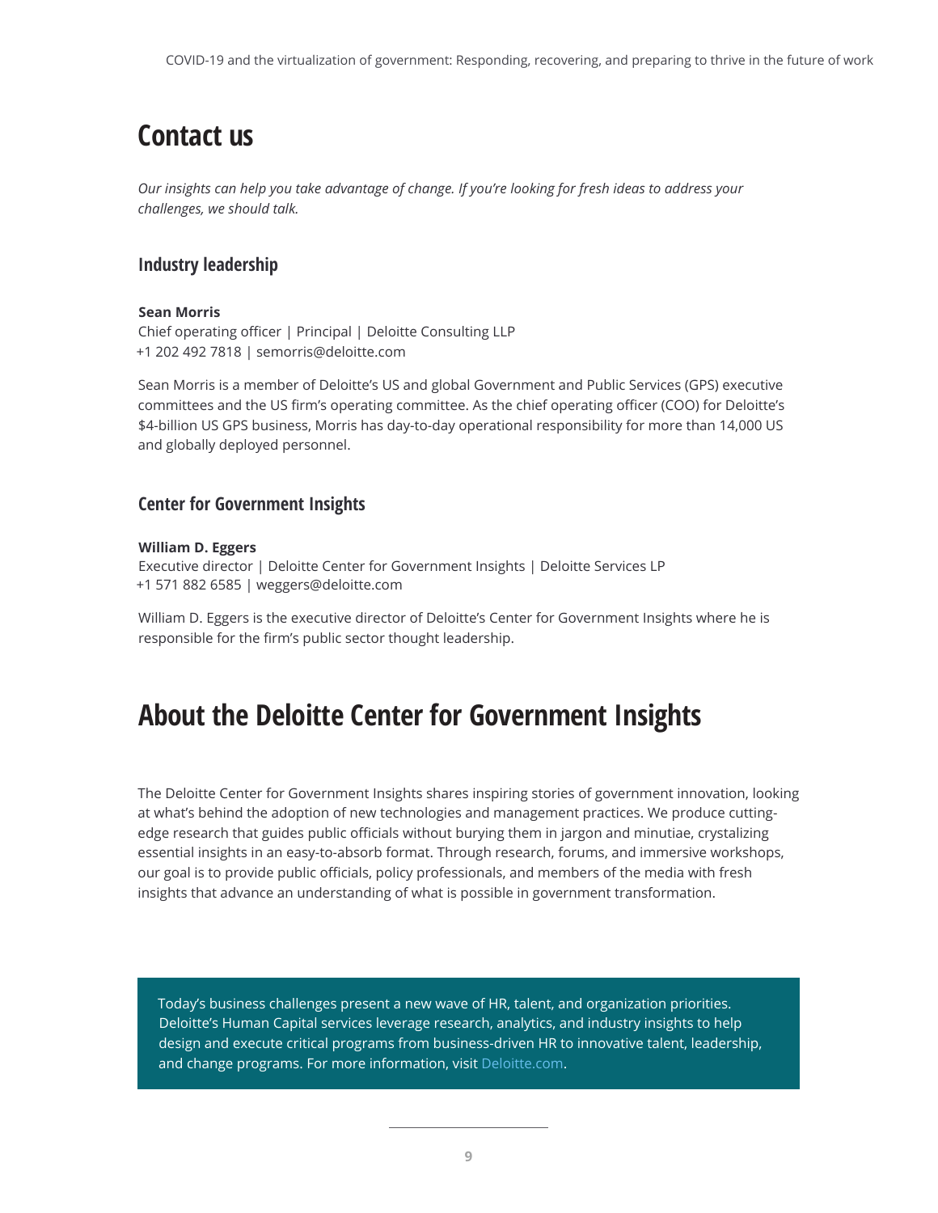# Contact us

*Our insights can help you take advantage of change. If you're looking for fresh ideas to address your challenges, we should talk.*

## Industry leadership

**Sean Morris**
Chief operating officer | Principal | Deloitte Consulting LLP
+1 202 492 7818 | semorris@deloitte.com

Sean Morris is a member of Deloitte's US and global Government and Public Services (GPS) executive committees and the US firm's operating committee. As the chief operating officer (COO) for Deloitte's $4-billion US GPS business, Morris has day-to-day operational responsibility for more than 14,000 US and globally deployed personnel.

## Center for Government Insights

**William D. Eggers**
Executive director | Deloitte Center for Government Insights | Deloitte Services LP
+1 571 882 6585 | weggers@deloitte.com

William D. Eggers is the executive director of Deloitte's Center for Government Insights where he is responsible for the firm's public sector thought leadership.

# About the Deloitte Center for Government Insights

The Deloitte Center for Government Insights shares inspiring stories of government innovation, looking at what's behind the adoption of new technologies and management practices. We produce cutting-edge research that guides public officials without burying them in jargon and minutiae, crystalizing essential insights in an easy-to-absorb format. Through research, forums, and immersive workshops, our goal is to provide public officials, policy professionals, and members of the media with fresh insights that advance an understanding of what is possible in government transformation.

Today's business challenges present a new wave of HR, talent, and organization priorities. Deloitte's Human Capital services leverage research, analytics, and industry insights to help design and execute critical programs from business-driven HR to innovative talent, leadership, and change programs. For more information, visit Deloitte.com.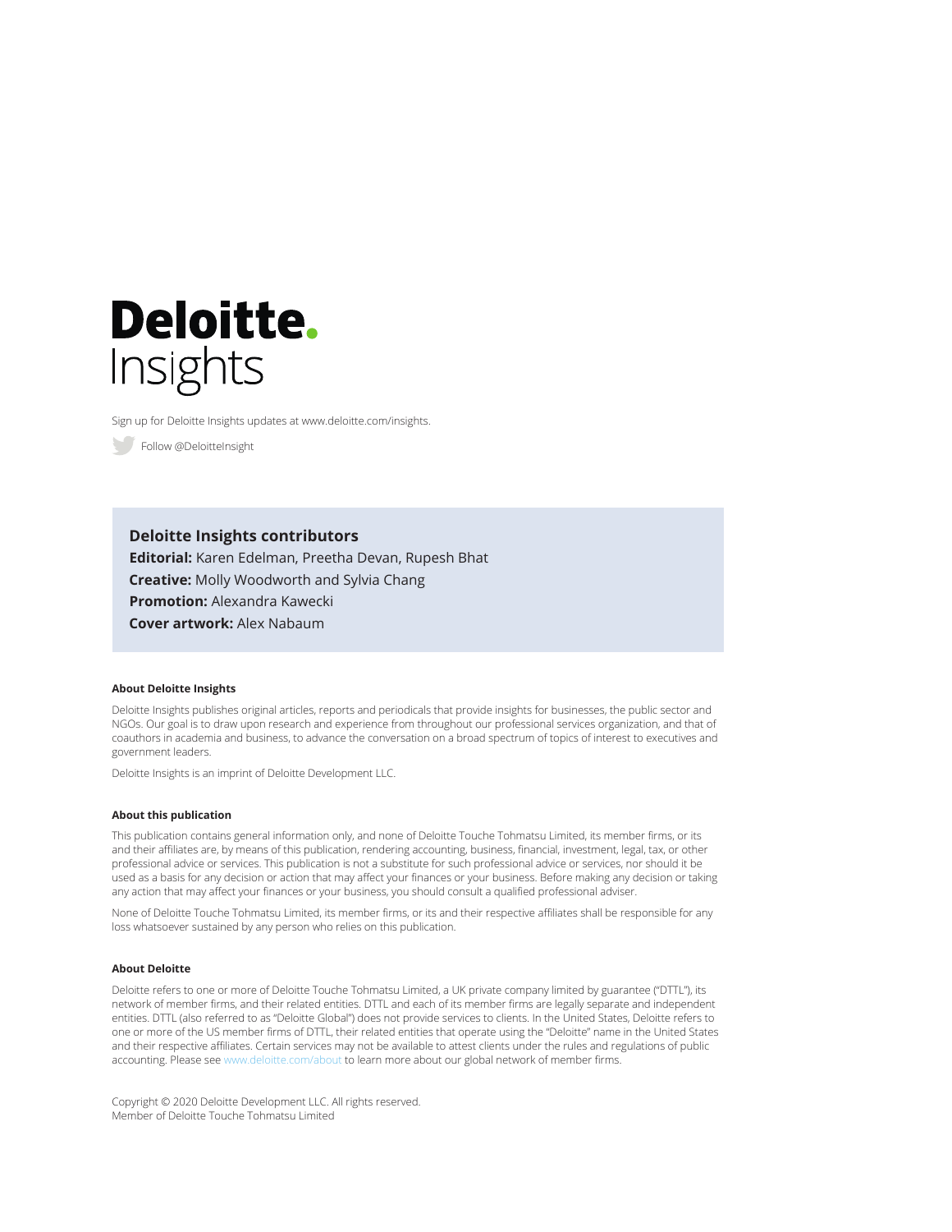# Deloitte. Insights

Sign up for Deloitte Insights updates at www.deloitte.com/insights.

Follow @DeloitteInsight

**Deloitte Insights contributors**

**Editorial:** Karen Edelman, Preetha Devan, Rupesh Bhat

**Creative:** Molly Woodworth and Sylvia Chang

**Promotion:** Alexandra Kawecki

**Cover artwork:** Alex Nabaum

### About Deloitte Insights

Deloitte Insights publishes original articles, reports and periodicals that provide insights for businesses, the public sector and NGOs. Our goal is to draw upon research and experience from throughout our professional services organization, and that of coauthors in academia and business, to advance the conversation on a broad spectrum of topics of interest to executives and government leaders.

Deloitte Insights is an imprint of Deloitte Development LLC.

### About this publication

This publication contains general information only, and none of Deloitte Touche Tohmatsu Limited, its member firms, or its and their affiliates are, by means of this publication, rendering accounting, business, financial, investment, legal, tax, or other professional advice or services. This publication is not a substitute for such professional advice or services, nor should it be used as a basis for any decision or action that may affect your finances or your business. Before making any decision or taking any action that may affect your finances or your business, you should consult a qualified professional adviser.

None of Deloitte Touche Tohmatsu Limited, its member firms, or its and their respective affiliates shall be responsible for any loss whatsoever sustained by any person who relies on this publication.

### About Deloitte

Deloitte refers to one or more of Deloitte Touche Tohmatsu Limited, a UK private company limited by guarantee ("DTTL"), its network of member firms, and their related entities. DTTL and each of its member firms are legally separate and independent entities. DTTL (also referred to as "Deloitte Global") does not provide services to clients. In the United States, Deloitte refers to one or more of the US member firms of DTTL, their related entities that operate using the "Deloitte" name in the United States and their respective affiliates. Certain services may not be available to attest clients under the rules and regulations of public accounting. Please see www.deloitte.com/about to learn more about our global network of member firms.

Copyright © 2020 Deloitte Development LLC. All rights reserved.
Member of Deloitte Touche Tohmatsu Limited